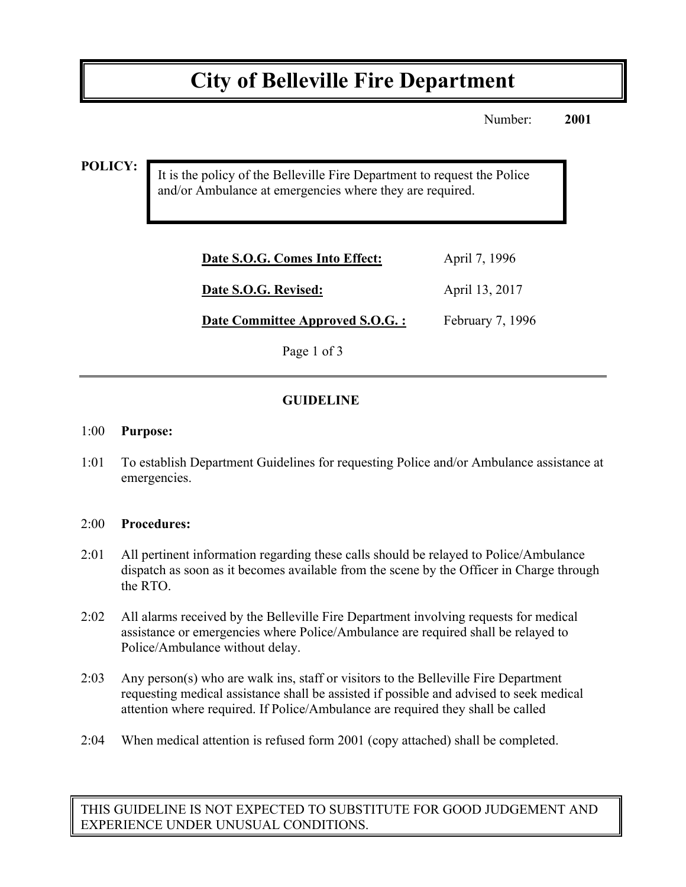# City of Belleville Fire Department

Number: **2001**

**POLICY:**

It is the policy of the Belleville Fire Department to request the Police and/or Ambulance at emergencies where they are required.

| | |
|---|---|
| **Date S.O.G. Comes Into Effect:** | April 7, 1996 |
| **Date S.O.G. Revised:** | April 13, 2017 |
| **Date Committee Approved S.O.G. :** | February 7, 1996 |

---

## GUIDELINE

1:00 **Purpose:**

1:01 To establish Department Guidelines for requesting Police and/or Ambulance assistance at emergencies.

2:00 **Procedures:**

2:01 All pertinent information regarding these calls should be relayed to Police/Ambulance dispatch as soon as it becomes available from the scene by the Officer in Charge through the RTO.

2:02 All alarms received by the Belleville Fire Department involving requests for medical assistance or emergencies where Police/Ambulance are required shall be relayed to Police/Ambulance without delay.

2:03 Any person(s) who are walk ins, staff or visitors to the Belleville Fire Department requesting medical assistance shall be assisted if possible and advised to seek medical attention where required. If Police/Ambulance are required they shall be called

2:04 When medical attention is refused form 2001 (copy attached) shall be completed.

THIS GUIDELINE IS NOT EXPECTED TO SUBSTITUTE FOR GOOD JUDGEMENT AND EXPERIENCE UNDER UNUSUAL CONDITIONS.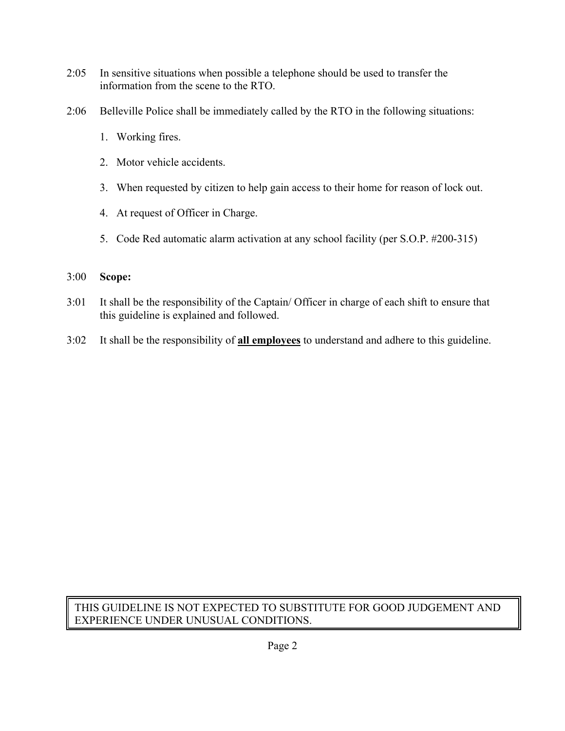2:05 In sensitive situations when possible a telephone should be used to transfer the information from the scene to the RTO.

2:06 Belleville Police shall be immediately called by the RTO in the following situations:

1. Working fires.
2. Motor vehicle accidents.
3. When requested by citizen to help gain access to their home for reason of lock out.
4. At request of Officer in Charge.
5. Code Red automatic alarm activation at any school facility (per S.O.P. #200-315)

3:00 **Scope:**

3:01 It shall be the responsibility of the Captain/ Officer in charge of each shift to ensure that this guideline is explained and followed.

3:02 It shall be the responsibility of **<u>all employees</u>** to understand and adhere to this guideline.

THIS GUIDELINE IS NOT EXPECTED TO SUBSTITUTE FOR GOOD JUDGEMENT AND EXPERIENCE UNDER UNUSUAL CONDITIONS.